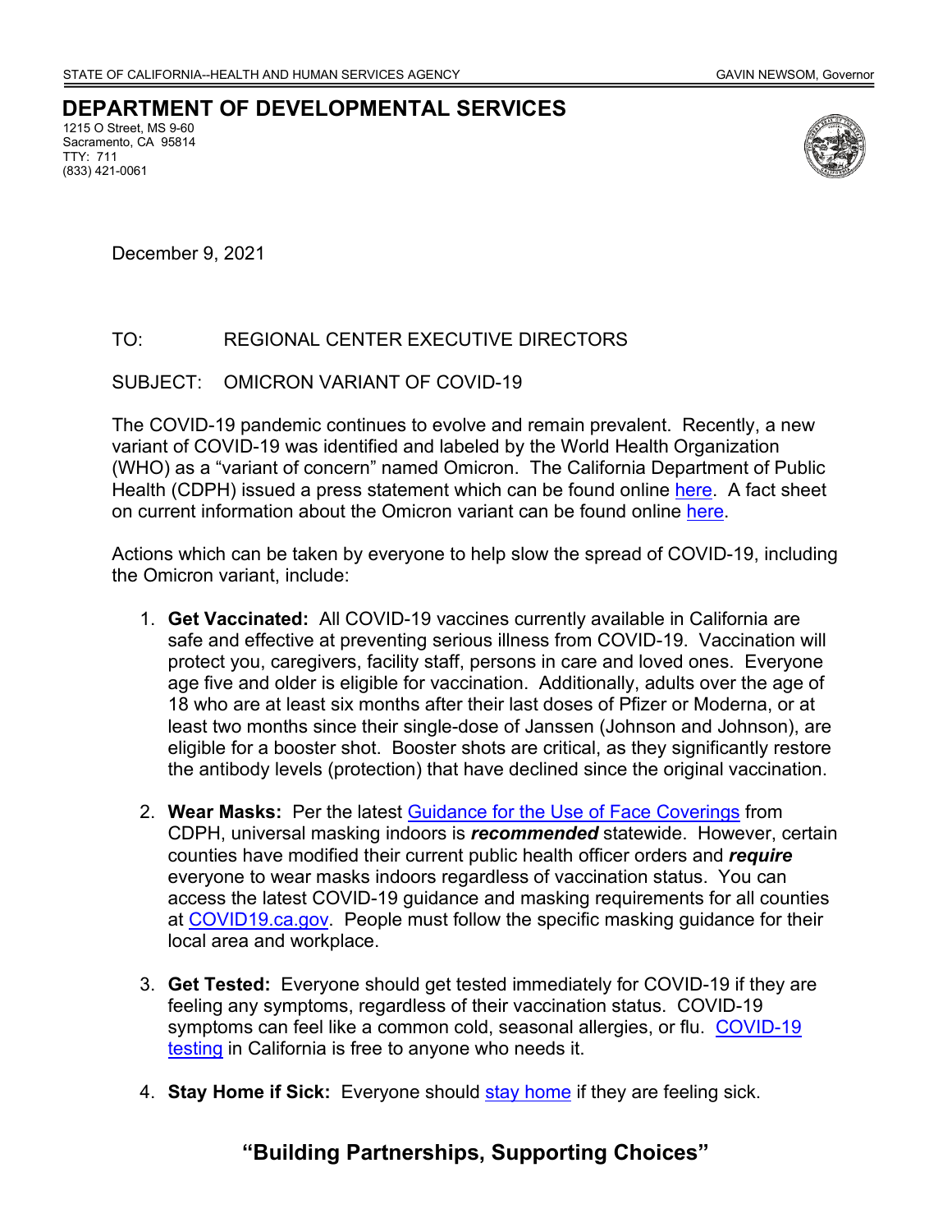STATE OF CALIFORNIA--HEALTH AND HUMAN SERVICES AGENCY GAVIN NEWSOM, Governor

# DEPARTMENT OF DEVELOPMENTAL SERVICES

1215 O Street, MS 9-60
Sacramento, CA 95814
TTY: 711
(833) 421-0061

December 9, 2021

TO: REGIONAL CENTER EXECUTIVE DIRECTORS

SUBJECT: OMICRON VARIANT OF COVID-19

The COVID-19 pandemic continues to evolve and remain prevalent. Recently, a new variant of COVID-19 was identified and labeled by the World Health Organization (WHO) as a "variant of concern" named Omicron. The California Department of Public Health (CDPH) issued a press statement which can be found online here. A fact sheet on current information about the Omicron variant can be found online here.

Actions which can be taken by everyone to help slow the spread of COVID-19, including the Omicron variant, include:

1. **Get Vaccinated:** All COVID-19 vaccines currently available in California are safe and effective at preventing serious illness from COVID-19. Vaccination will protect you, caregivers, facility staff, persons in care and loved ones. Everyone age five and older is eligible for vaccination. Additionally, adults over the age of 18 who are at least six months after their last doses of Pfizer or Moderna, or at least two months since their single-dose of Janssen (Johnson and Johnson), are eligible for a booster shot. Booster shots are critical, as they significantly restore the antibody levels (protection) that have declined since the original vaccination.

2. **Wear Masks:** Per the latest Guidance for the Use of Face Coverings from CDPH, universal masking indoors is ***recommended*** statewide. However, certain counties have modified their current public health officer orders and ***require*** everyone to wear masks indoors regardless of vaccination status. You can access the latest COVID-19 guidance and masking requirements for all counties at COVID19.ca.gov. People must follow the specific masking guidance for their local area and workplace.

3. **Get Tested:** Everyone should get tested immediately for COVID-19 if they are feeling any symptoms, regardless of their vaccination status. COVID-19 symptoms can feel like a common cold, seasonal allergies, or flu. COVID-19 testing in California is free to anyone who needs it.

4. **Stay Home if Sick:** Everyone should stay home if they are feeling sick.

**"Building Partnerships, Supporting Choices"**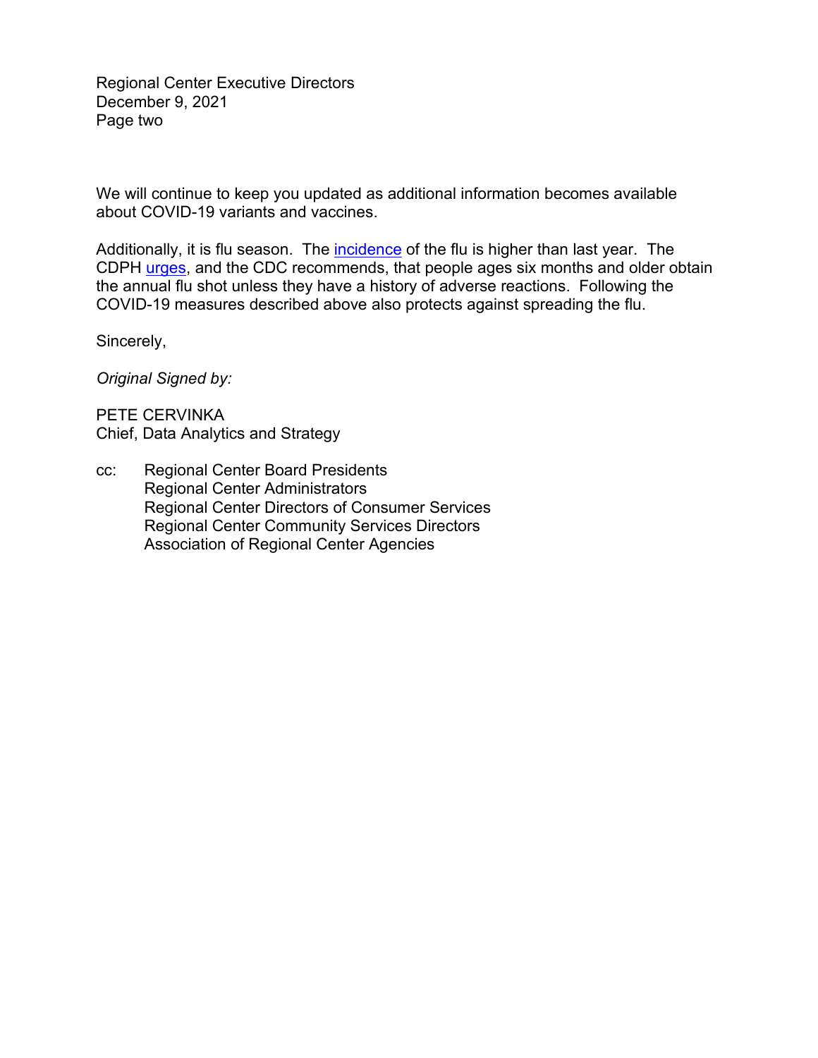We will continue to keep you updated as additional information becomes available about COVID-19 variants and vaccines.

Additionally, it is flu season. The incidence of the flu is higher than last year. The CDPH urges, and the CDC recommends, that people ages six months and older obtain the annual flu shot unless they have a history of adverse reactions. Following the COVID-19 measures described above also protects against spreading the flu.

Sincerely,

*Original Signed by:*

PETE CERVINKA
Chief, Data Analytics and Strategy

cc: Regional Center Board Presidents
Regional Center Administrators
Regional Center Directors of Consumer Services
Regional Center Community Services Directors
Association of Regional Center Agencies